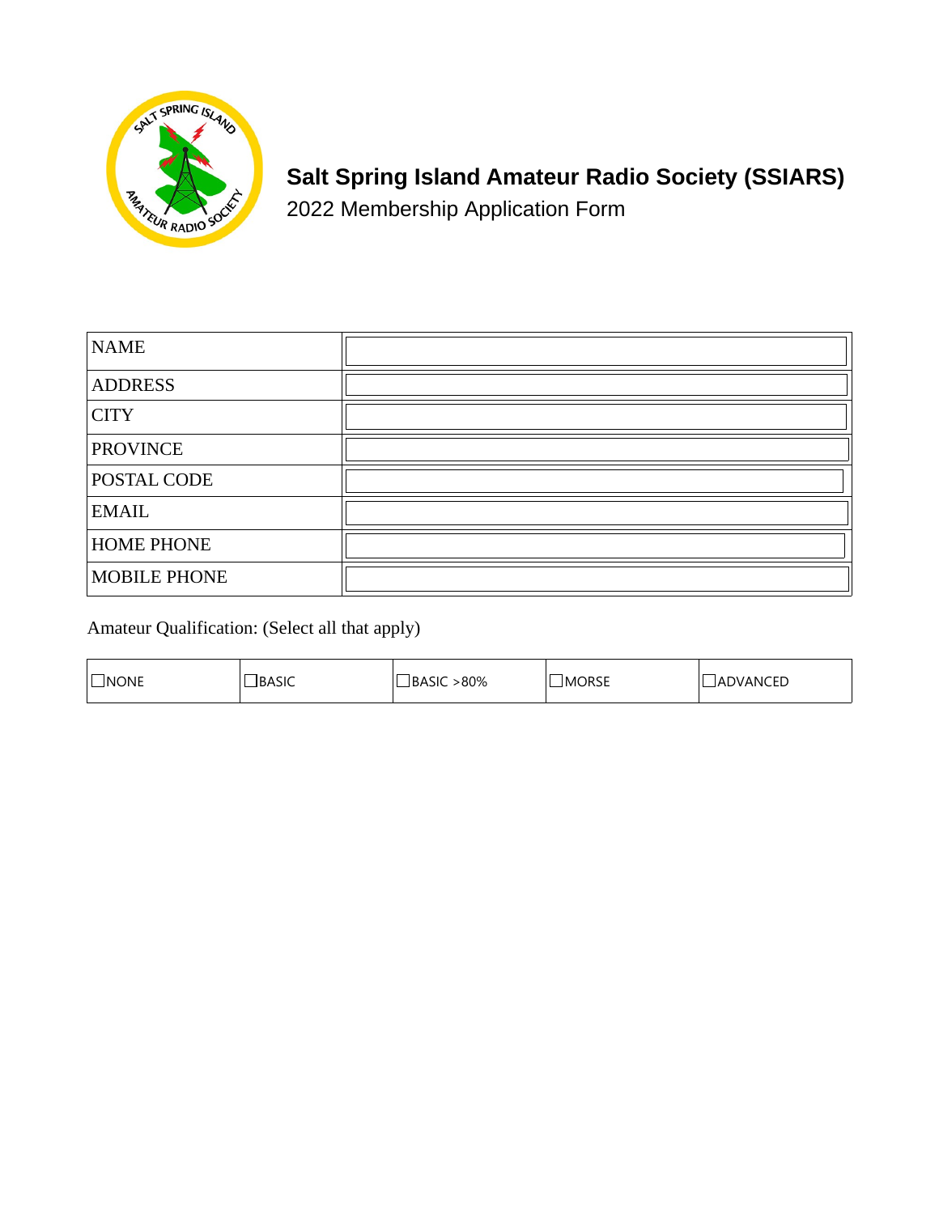# Salt Spring Island Amateur Radio Society (SSIARS)

2022 Membership Application Form

| | |
|---|---|
| NAME | |
| ADDRESS | |
| CITY | |
| PROVINCE | |
| POSTAL CODE | |
| EMAIL | |
| HOME PHONE | |
| MOBILE PHONE | |

Amateur Qualification: (Select all that apply)

| | | | | |
|---|---|---|---|---|
| ☐NONE | ☐BASIC | ☐BASIC >80% | ☐MORSE | ☐ADVANCED |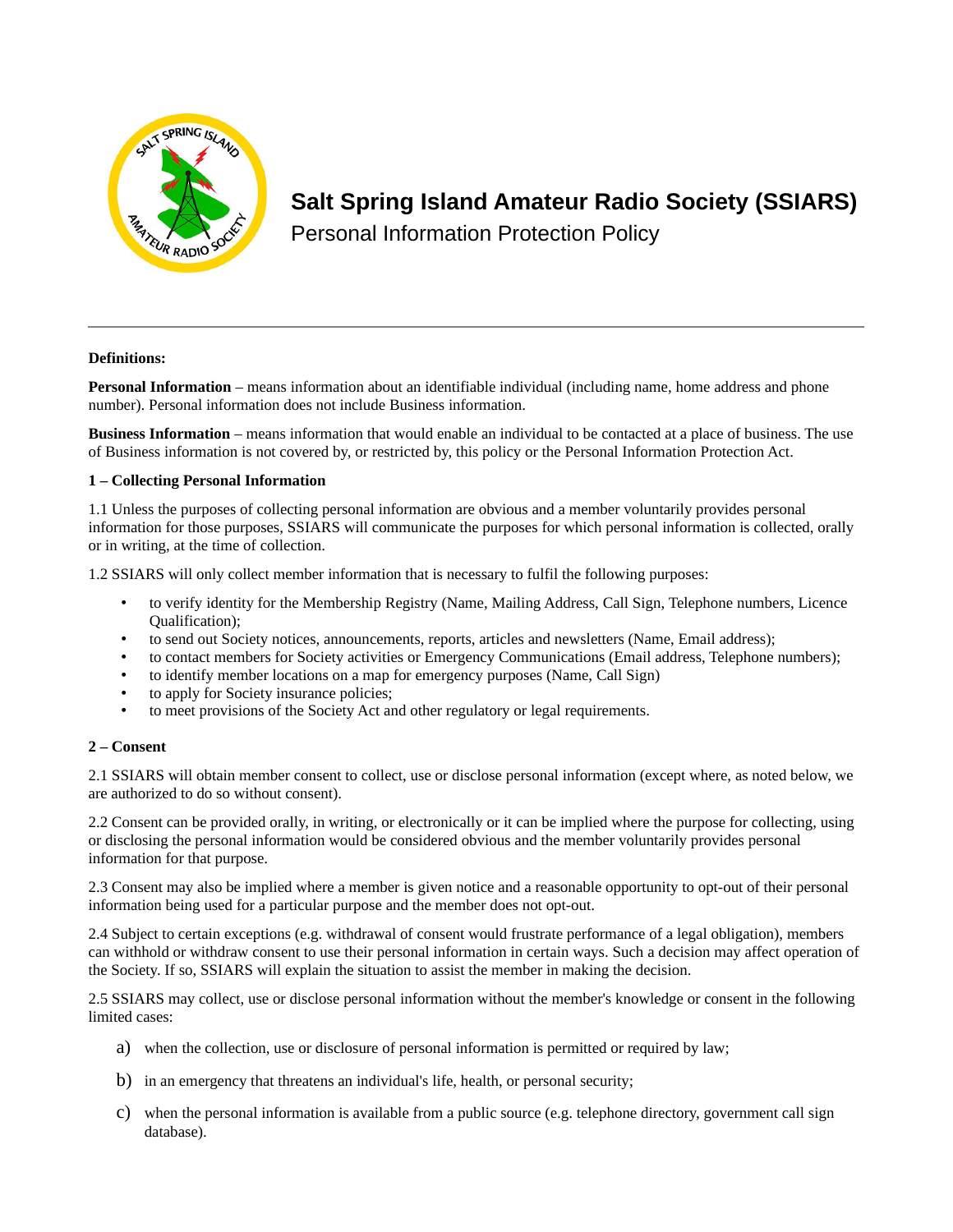# Salt Spring Island Amateur Radio Society (SSIARS)

Personal Information Protection Policy

---

**Definitions:**

**Personal Information** – means information about an identifiable individual (including name, home address and phone number). Personal information does not include Business information.

**Business Information** – means information that would enable an individual to be contacted at a place of business. The use of Business information is not covered by, or restricted by, this policy or the Personal Information Protection Act.

**1 – Collecting Personal Information**

1.1 Unless the purposes of collecting personal information are obvious and a member voluntarily provides personal information for those purposes, SSIARS will communicate the purposes for which personal information is collected, orally or in writing, at the time of collection.

1.2 SSIARS will only collect member information that is necessary to fulfil the following purposes:

- to verify identity for the Membership Registry (Name, Mailing Address, Call Sign, Telephone numbers, Licence Qualification);
- to send out Society notices, announcements, reports, articles and newsletters (Name, Email address);
- to contact members for Society activities or Emergency Communications (Email address, Telephone numbers);
- to identify member locations on a map for emergency purposes (Name, Call Sign)
- to apply for Society insurance policies;
- to meet provisions of the Society Act and other regulatory or legal requirements.

**2 – Consent**

2.1 SSIARS will obtain member consent to collect, use or disclose personal information (except where, as noted below, we are authorized to do so without consent).

2.2 Consent can be provided orally, in writing, or electronically or it can be implied where the purpose for collecting, using or disclosing the personal information would be considered obvious and the member voluntarily provides personal information for that purpose.

2.3 Consent may also be implied where a member is given notice and a reasonable opportunity to opt-out of their personal information being used for a particular purpose and the member does not opt-out.

2.4 Subject to certain exceptions (e.g. withdrawal of consent would frustrate performance of a legal obligation), members can withhold or withdraw consent to use their personal information in certain ways. Such a decision may affect operation of the Society. If so, SSIARS will explain the situation to assist the member in making the decision.

2.5 SSIARS may collect, use or disclose personal information without the member's knowledge or consent in the following limited cases:

a) when the collection, use or disclosure of personal information is permitted or required by law;

b) in an emergency that threatens an individual's life, health, or personal security;

c) when the personal information is available from a public source (e.g. telephone directory, government call sign database).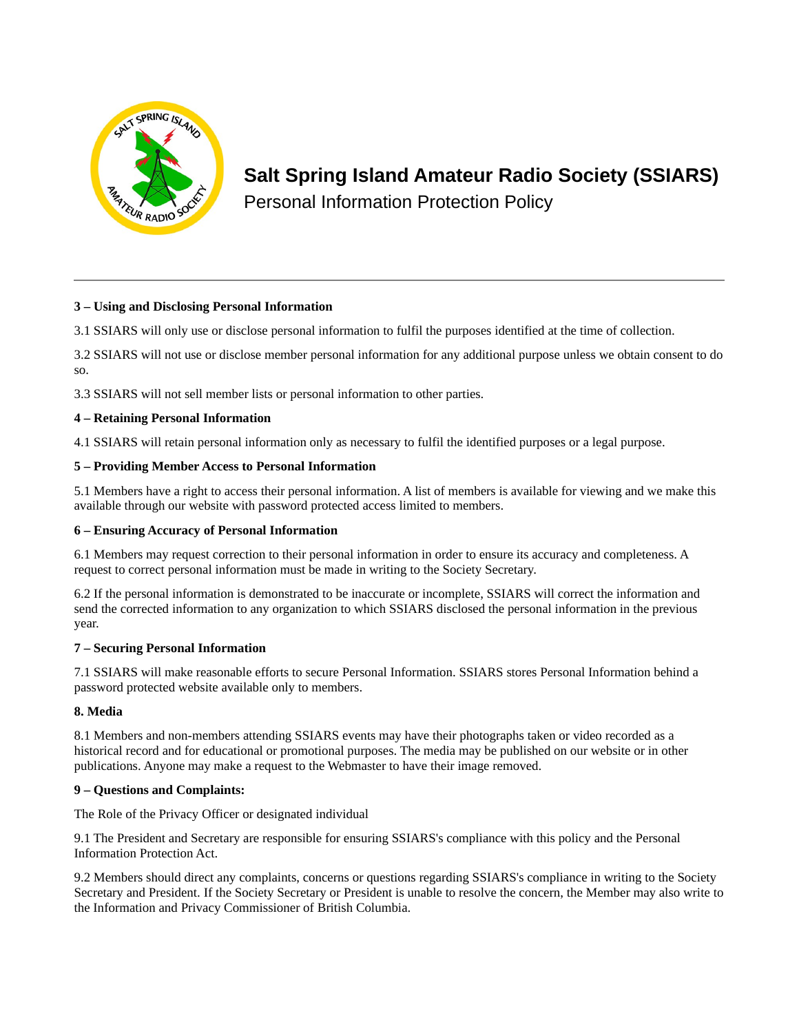# Salt Spring Island Amateur Radio Society (SSIARS)

Personal Information Protection Policy

---

**3 – Using and Disclosing Personal Information**

3.1 SSIARS will only use or disclose personal information to fulfil the purposes identified at the time of collection.

3.2 SSIARS will not use or disclose member personal information for any additional purpose unless we obtain consent to do so.

3.3 SSIARS will not sell member lists or personal information to other parties.

**4 – Retaining Personal Information**

4.1 SSIARS will retain personal information only as necessary to fulfil the identified purposes or a legal purpose.

**5 – Providing Member Access to Personal Information**

5.1 Members have a right to access their personal information. A list of members is available for viewing and we make this available through our website with password protected access limited to members.

**6 – Ensuring Accuracy of Personal Information**

6.1 Members may request correction to their personal information in order to ensure its accuracy and completeness. A request to correct personal information must be made in writing to the Society Secretary.

6.2 If the personal information is demonstrated to be inaccurate or incomplete, SSIARS will correct the information and send the corrected information to any organization to which SSIARS disclosed the personal information in the previous year.

**7 – Securing Personal Information**

7.1 SSIARS will make reasonable efforts to secure Personal Information. SSIARS stores Personal Information behind a password protected website available only to members.

**8. Media**

8.1 Members and non-members attending SSIARS events may have their photographs taken or video recorded as a historical record and for educational or promotional purposes. The media may be published on our website or in other publications. Anyone may make a request to the Webmaster to have their image removed.

**9 – Questions and Complaints:**

The Role of the Privacy Officer or designated individual

9.1 The President and Secretary are responsible for ensuring SSIARS's compliance with this policy and the Personal Information Protection Act.

9.2 Members should direct any complaints, concerns or questions regarding SSIARS's compliance in writing to the Society Secretary and President. If the Society Secretary or President is unable to resolve the concern, the Member may also write to the Information and Privacy Commissioner of British Columbia.